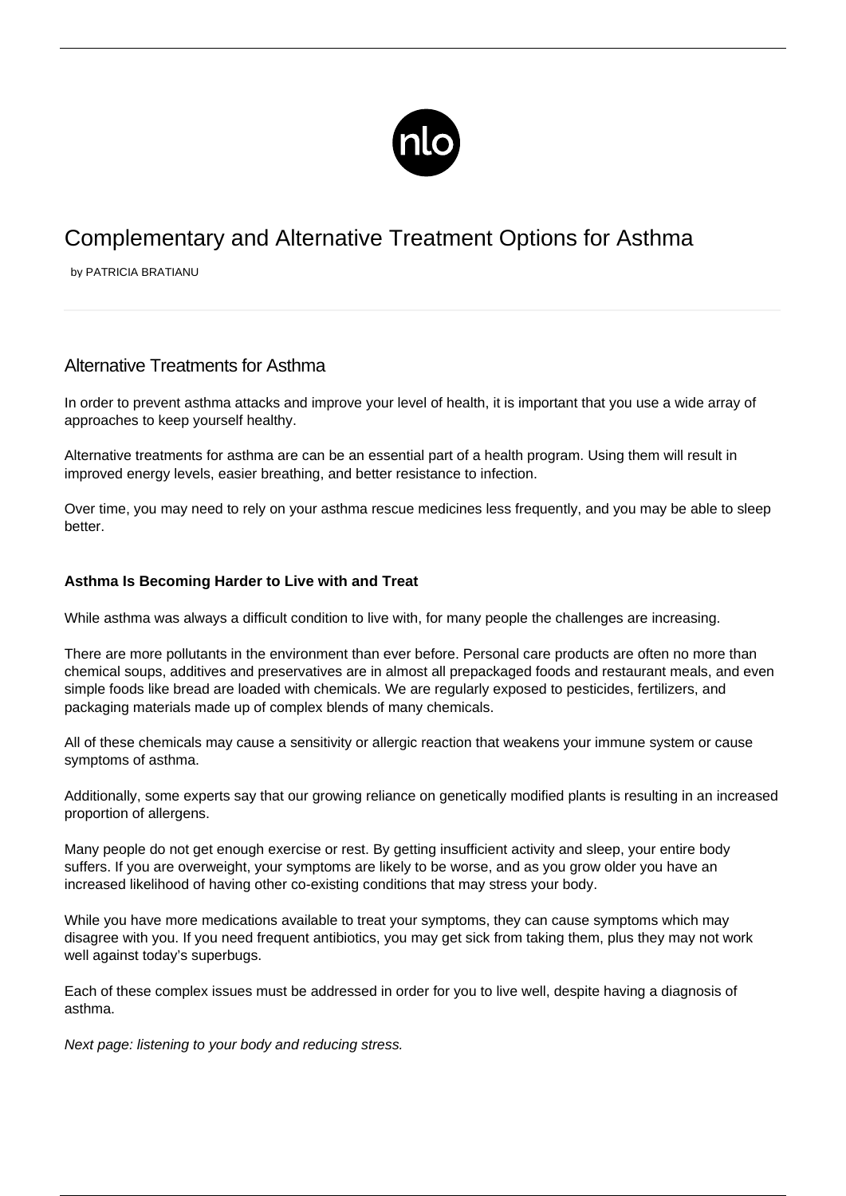# Complementary and Alternative Treatment Options for Asthma

by PATRICIA BRATIANU

## Alternative Treatments for Asthma

In order to prevent asthma attacks and improve your level of health, it is important that you use a wide array of approaches to keep yourself healthy.

Alternative treatments for asthma are can be an essential part of a health program. Using them will result in improved energy levels, easier breathing, and better resistance to infection.

Over time, you may need to rely on your asthma rescue medicines less frequently, and you may be able to sleep better.

**Asthma Is Becoming Harder to Live with and Treat**

While asthma was always a difficult condition to live with, for many people the challenges are increasing.

There are more pollutants in the environment than ever before. Personal care products are often no more than chemical soups, additives and preservatives are in almost all prepackaged foods and restaurant meals, and even simple foods like bread are loaded with chemicals. We are regularly exposed to pesticides, fertilizers, and packaging materials made up of complex blends of many chemicals.

All of these chemicals may cause a sensitivity or allergic reaction that weakens your immune system or cause symptoms of asthma.

Additionally, some experts say that our growing reliance on genetically modified plants is resulting in an increased proportion of allergens.

Many people do not get enough exercise or rest. By getting insufficient activity and sleep, your entire body suffers. If you are overweight, your symptoms are likely to be worse, and as you grow older you have an increased likelihood of having other co-existing conditions that may stress your body.

While you have more medications available to treat your symptoms, they can cause symptoms which may disagree with you. If you need frequent antibiotics, you may get sick from taking them, plus they may not work well against today's superbugs.

Each of these complex issues must be addressed in order for you to live well, despite having a diagnosis of asthma.

*Next page: listening to your body and reducing stress.*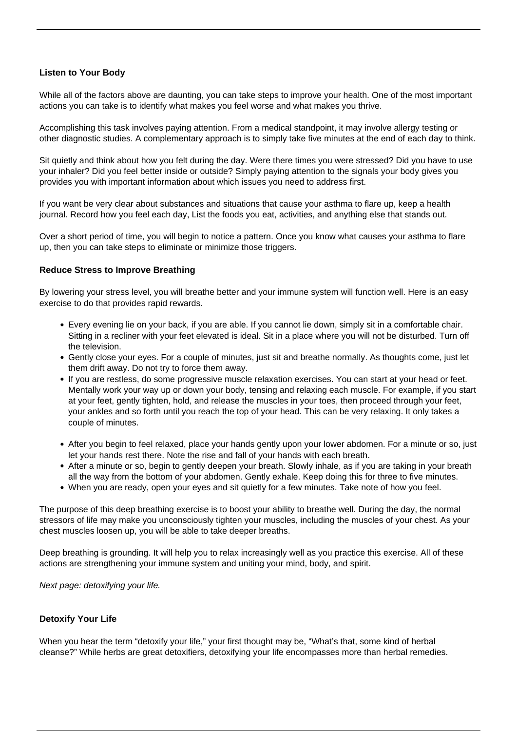**Listen to Your Body**

While all of the factors above are daunting, you can take steps to improve your health. One of the most important actions you can take is to identify what makes you feel worse and what makes you thrive.

Accomplishing this task involves paying attention. From a medical standpoint, it may involve allergy testing or other diagnostic studies. A complementary approach is to simply take five minutes at the end of each day to think.

Sit quietly and think about how you felt during the day. Were there times you were stressed? Did you have to use your inhaler? Did you feel better inside or outside? Simply paying attention to the signals your body gives you provides you with important information about which issues you need to address first.

If you want be very clear about substances and situations that cause your asthma to flare up, keep a health journal. Record how you feel each day, List the foods you eat, activities, and anything else that stands out.

Over a short period of time, you will begin to notice a pattern. Once you know what causes your asthma to flare up, then you can take steps to eliminate or minimize those triggers.

**Reduce Stress to Improve Breathing**

By lowering your stress level, you will breathe better and your immune system will function well. Here is an easy exercise to do that provides rapid rewards.

- Every evening lie on your back, if you are able. If you cannot lie down, simply sit in a comfortable chair. Sitting in a recliner with your feet elevated is ideal. Sit in a place where you will not be disturbed. Turn off the television.
- Gently close your eyes. For a couple of minutes, just sit and breathe normally. As thoughts come, just let them drift away. Do not try to force them away.
- If you are restless, do some progressive muscle relaxation exercises. You can start at your head or feet. Mentally work your way up or down your body, tensing and relaxing each muscle. For example, if you start at your feet, gently tighten, hold, and release the muscles in your toes, then proceed through your feet, your ankles and so forth until you reach the top of your head. This can be very relaxing. It only takes a couple of minutes.
- After you begin to feel relaxed, place your hands gently upon your lower abdomen. For a minute or so, just let your hands rest there. Note the rise and fall of your hands with each breath.
- After a minute or so, begin to gently deepen your breath. Slowly inhale, as if you are taking in your breath all the way from the bottom of your abdomen. Gently exhale. Keep doing this for three to five minutes.
- When you are ready, open your eyes and sit quietly for a few minutes. Take note of how you feel.

The purpose of this deep breathing exercise is to boost your ability to breathe well. During the day, the normal stressors of life may make you unconsciously tighten your muscles, including the muscles of your chest. As your chest muscles loosen up, you will be able to take deeper breaths.

Deep breathing is grounding. It will help you to relax increasingly well as you practice this exercise. All of these actions are strengthening your immune system and uniting your mind, body, and spirit.

*Next page: detoxifying your life.*

**Detoxify Your Life**

When you hear the term "detoxify your life," your first thought may be, "What's that, some kind of herbal cleanse?" While herbs are great detoxifiers, detoxifying your life encompasses more than herbal remedies.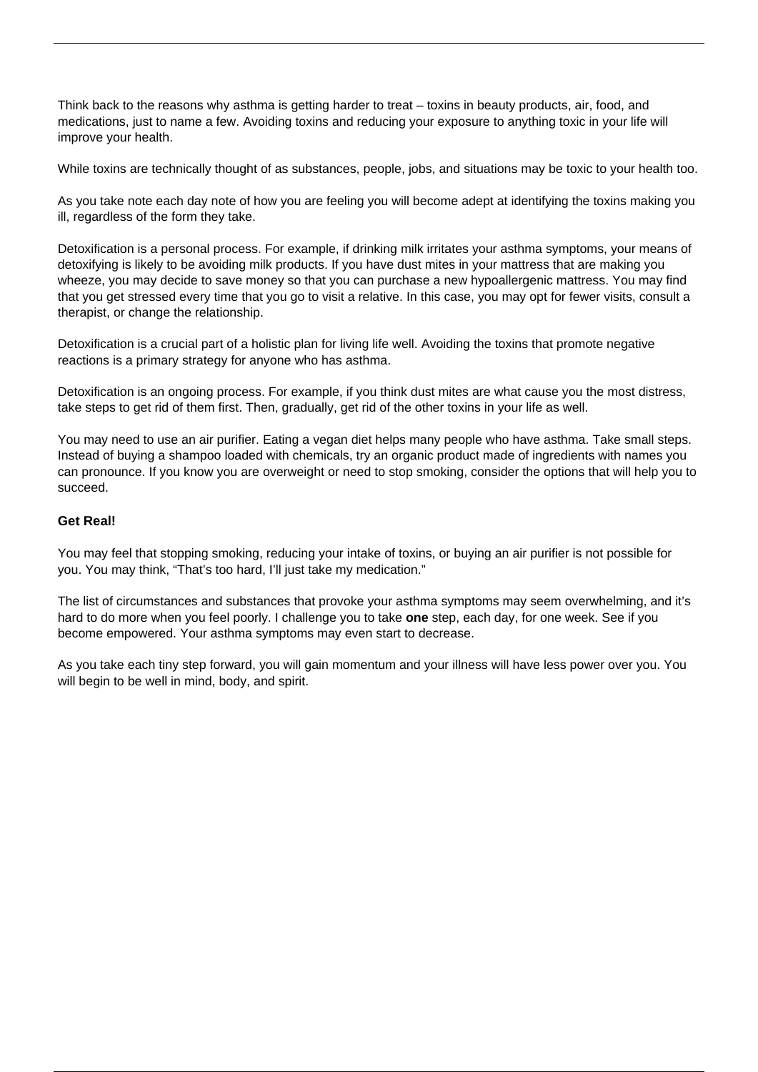Think back to the reasons why asthma is getting harder to treat – toxins in beauty products, air, food, and medications, just to name a few. Avoiding toxins and reducing your exposure to anything toxic in your life will improve your health.

While toxins are technically thought of as substances, people, jobs, and situations may be toxic to your health too.

As you take note each day note of how you are feeling you will become adept at identifying the toxins making you ill, regardless of the form they take.

Detoxification is a personal process. For example, if drinking milk irritates your asthma symptoms, your means of detoxifying is likely to be avoiding milk products. If you have dust mites in your mattress that are making you wheeze, you may decide to save money so that you can purchase a new hypoallergenic mattress. You may find that you get stressed every time that you go to visit a relative. In this case, you may opt for fewer visits, consult a therapist, or change the relationship.

Detoxification is a crucial part of a holistic plan for living life well. Avoiding the toxins that promote negative reactions is a primary strategy for anyone who has asthma.

Detoxification is an ongoing process. For example, if you think dust mites are what cause you the most distress, take steps to get rid of them first. Then, gradually, get rid of the other toxins in your life as well.

You may need to use an air purifier. Eating a vegan diet helps many people who have asthma. Take small steps. Instead of buying a shampoo loaded with chemicals, try an organic product made of ingredients with names you can pronounce. If you know you are overweight or need to stop smoking, consider the options that will help you to succeed.

**Get Real!**

You may feel that stopping smoking, reducing your intake of toxins, or buying an air purifier is not possible for you. You may think, “That’s too hard, I’ll just take my medication.”

The list of circumstances and substances that provoke your asthma symptoms may seem overwhelming, and it’s hard to do more when you feel poorly. I challenge you to take **one** step, each day, for one week. See if you become empowered. Your asthma symptoms may even start to decrease.

As you take each tiny step forward, you will gain momentum and your illness will have less power over you. You will begin to be well in mind, body, and spirit.